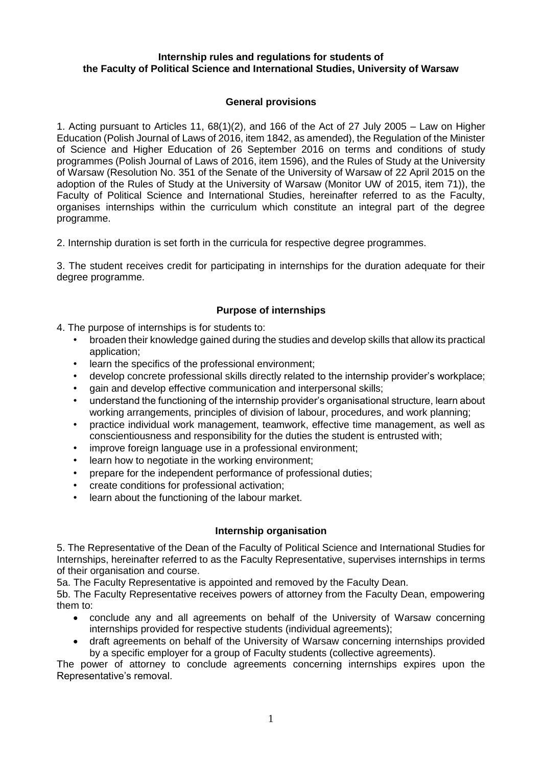# Internship rules and regulations for students of the Faculty of Political Science and International Studies, University of Warsaw

## General provisions

1. Acting pursuant to Articles 11, 68(1)(2), and 166 of the Act of 27 July 2005 – Law on Higher Education (Polish Journal of Laws of 2016, item 1842, as amended), the Regulation of the Minister of Science and Higher Education of 26 September 2016 on terms and conditions of study programmes (Polish Journal of Laws of 2016, item 1596), and the Rules of Study at the University of Warsaw (Resolution No. 351 of the Senate of the University of Warsaw of 22 April 2015 on the adoption of the Rules of Study at the University of Warsaw (Monitor UW of 2015, item 71)), the Faculty of Political Science and International Studies, hereinafter referred to as the Faculty, organises internships within the curriculum which constitute an integral part of the degree programme.

2. Internship duration is set forth in the curricula for respective degree programmes.

3. The student receives credit for participating in internships for the duration adequate for their degree programme.

## Purpose of internships

4. The purpose of internships is for students to:

- broaden their knowledge gained during the studies and develop skills that allow its practical application;
- learn the specifics of the professional environment;
- develop concrete professional skills directly related to the internship provider's workplace;
- gain and develop effective communication and interpersonal skills;
- understand the functioning of the internship provider's organisational structure, learn about working arrangements, principles of division of labour, procedures, and work planning;
- practice individual work management, teamwork, effective time management, as well as conscientiousness and responsibility for the duties the student is entrusted with;
- improve foreign language use in a professional environment;
- learn how to negotiate in the working environment;
- prepare for the independent performance of professional duties;
- create conditions for professional activation;
- learn about the functioning of the labour market.

## Internship organisation

5. The Representative of the Dean of the Faculty of Political Science and International Studies for Internships, hereinafter referred to as the Faculty Representative, supervises internships in terms of their organisation and course.

5a. The Faculty Representative is appointed and removed by the Faculty Dean.

5b. The Faculty Representative receives powers of attorney from the Faculty Dean, empowering them to:

- conclude any and all agreements on behalf of the University of Warsaw concerning internships provided for respective students (individual agreements);
- draft agreements on behalf of the University of Warsaw concerning internships provided by a specific employer for a group of Faculty students (collective agreements).

The power of attorney to conclude agreements concerning internships expires upon the Representative's removal.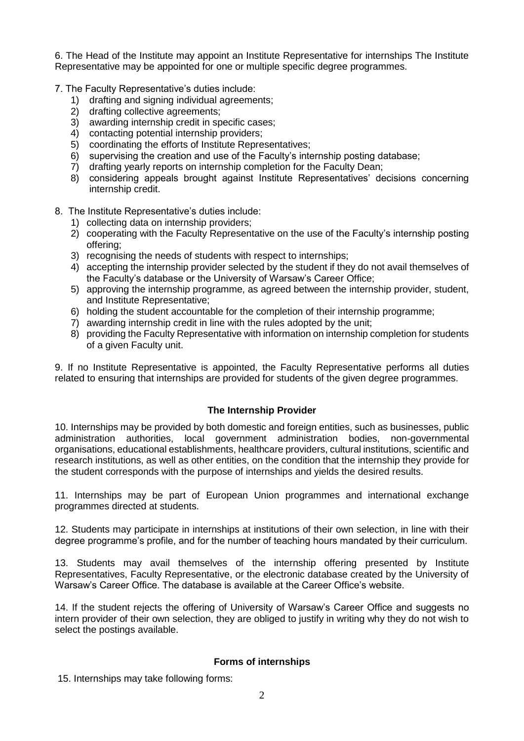6. The Head of the Institute may appoint an Institute Representative for internships The Institute Representative may be appointed for one or multiple specific degree programmes.

7. The Faculty Representative's duties include:
   1) drafting and signing individual agreements;
   2) drafting collective agreements;
   3) awarding internship credit in specific cases;
   4) contacting potential internship providers;
   5) coordinating the efforts of Institute Representatives;
   6) supervising the creation and use of the Faculty's internship posting database;
   7) drafting yearly reports on internship completion for the Faculty Dean;
   8) considering appeals brought against Institute Representatives' decisions concerning internship credit.

8. The Institute Representative's duties include:
   1) collecting data on internship providers;
   2) cooperating with the Faculty Representative on the use of the Faculty's internship posting offering;
   3) recognising the needs of students with respect to internships;
   4) accepting the internship provider selected by the student if they do not avail themselves of the Faculty's database or the University of Warsaw's Career Office;
   5) approving the internship programme, as agreed between the internship provider, student, and Institute Representative;
   6) holding the student accountable for the completion of their internship programme;
   7) awarding internship credit in line with the rules adopted by the unit;
   8) providing the Faculty Representative with information on internship completion for students of a given Faculty unit.

9. If no Institute Representative is appointed, the Faculty Representative performs all duties related to ensuring that internships are provided for students of the given degree programmes.

### The Internship Provider

10. Internships may be provided by both domestic and foreign entities, such as businesses, public administration authorities, local government administration bodies, non-governmental organisations, educational establishments, healthcare providers, cultural institutions, scientific and research institutions, as well as other entities, on the condition that the internship they provide for the student corresponds with the purpose of internships and yields the desired results.

11. Internships may be part of European Union programmes and international exchange programmes directed at students.

12. Students may participate in internships at institutions of their own selection, in line with their degree programme's profile, and for the number of teaching hours mandated by their curriculum.

13. Students may avail themselves of the internship offering presented by Institute Representatives, Faculty Representative, or the electronic database created by the University of Warsaw's Career Office. The database is available at the Career Office's website.

14. If the student rejects the offering of University of Warsaw's Career Office and suggests no intern provider of their own selection, they are obliged to justify in writing why they do not wish to select the postings available.

### Forms of internships

15. Internships may take following forms: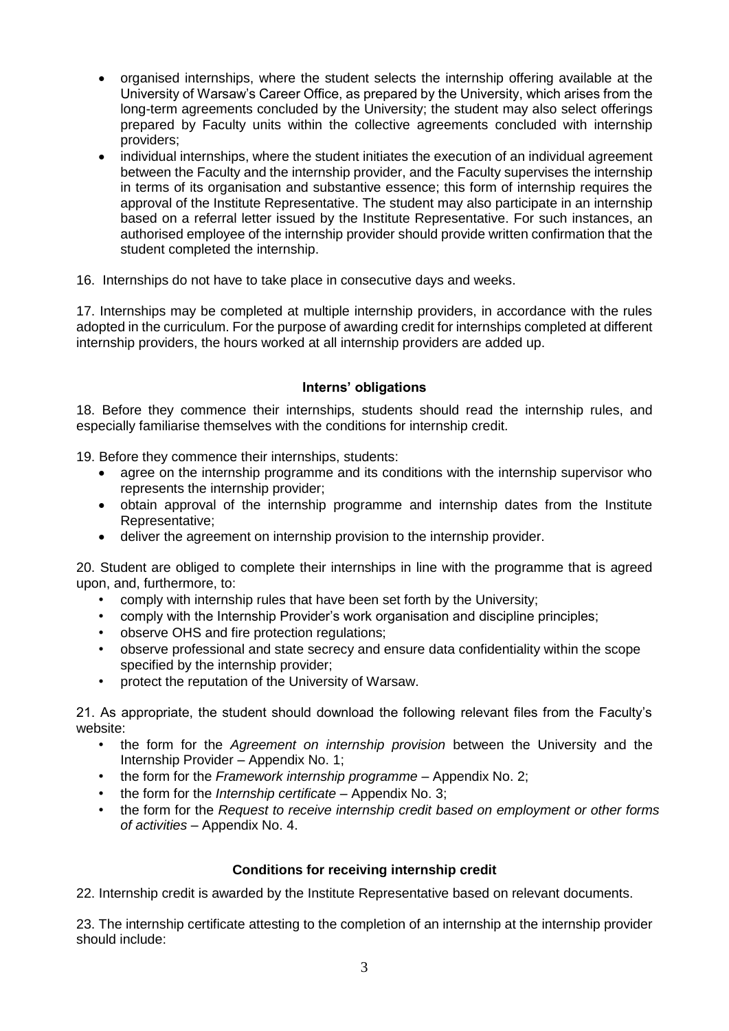- organised internships, where the student selects the internship offering available at the University of Warsaw's Career Office, as prepared by the University, which arises from the long-term agreements concluded by the University; the student may also select offerings prepared by Faculty units within the collective agreements concluded with internship providers;
- individual internships, where the student initiates the execution of an individual agreement between the Faculty and the internship provider, and the Faculty supervises the internship in terms of its organisation and substantive essence; this form of internship requires the approval of the Institute Representative. The student may also participate in an internship based on a referral letter issued by the Institute Representative. For such instances, an authorised employee of the internship provider should provide written confirmation that the student completed the internship.

16. Internships do not have to take place in consecutive days and weeks.

17. Internships may be completed at multiple internship providers, in accordance with the rules adopted in the curriculum. For the purpose of awarding credit for internships completed at different internship providers, the hours worked at all internship providers are added up.

### Interns' obligations

18. Before they commence their internships, students should read the internship rules, and especially familiarise themselves with the conditions for internship credit.

19. Before they commence their internships, students:

- agree on the internship programme and its conditions with the internship supervisor who represents the internship provider;
- obtain approval of the internship programme and internship dates from the Institute Representative;
- deliver the agreement on internship provision to the internship provider.

20. Student are obliged to complete their internships in line with the programme that is agreed upon, and, furthermore, to:

- comply with internship rules that have been set forth by the University;
- comply with the Internship Provider's work organisation and discipline principles;
- observe OHS and fire protection regulations;
- observe professional and state secrecy and ensure data confidentiality within the scope specified by the internship provider;
- protect the reputation of the University of Warsaw.

21. As appropriate, the student should download the following relevant files from the Faculty's website:

- the form for the *Agreement on internship provision* between the University and the Internship Provider – Appendix No. 1;
- the form for the *Framework internship programme* – Appendix No. 2;
- the form for the *Internship certificate* – Appendix No. 3;
- the form for the *Request to receive internship credit based on employment or other forms of activities* – Appendix No. 4.

### Conditions for receiving internship credit

22. Internship credit is awarded by the Institute Representative based on relevant documents.

23. The internship certificate attesting to the completion of an internship at the internship provider should include: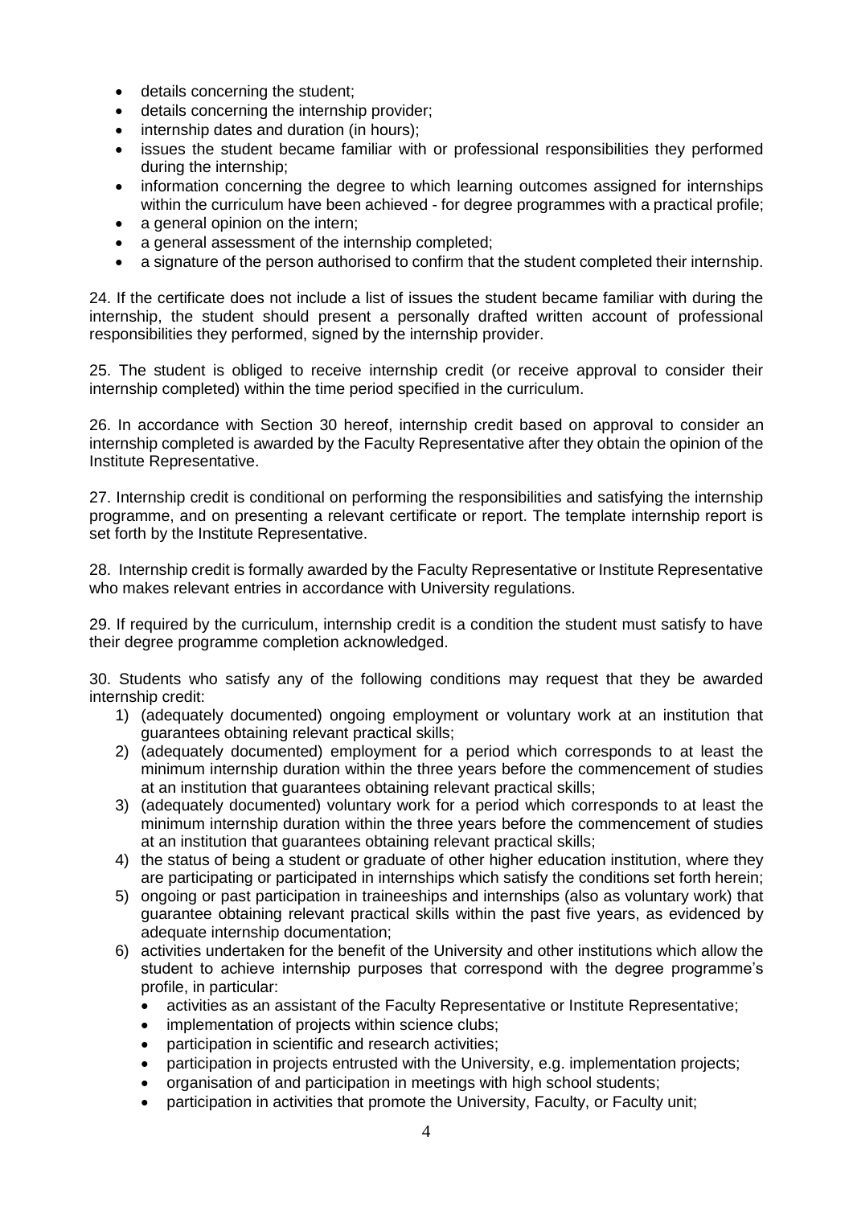- details concerning the student;
- details concerning the internship provider;
- internship dates and duration (in hours);
- issues the student became familiar with or professional responsibilities they performed during the internship;
- information concerning the degree to which learning outcomes assigned for internships within the curriculum have been achieved - for degree programmes with a practical profile;
- a general opinion on the intern;
- a general assessment of the internship completed;
- a signature of the person authorised to confirm that the student completed their internship.

24. If the certificate does not include a list of issues the student became familiar with during the internship, the student should present a personally drafted written account of professional responsibilities they performed, signed by the internship provider.

25. The student is obliged to receive internship credit (or receive approval to consider their internship completed) within the time period specified in the curriculum.

26. In accordance with Section 30 hereof, internship credit based on approval to consider an internship completed is awarded by the Faculty Representative after they obtain the opinion of the Institute Representative.

27. Internship credit is conditional on performing the responsibilities and satisfying the internship programme, and on presenting a relevant certificate or report. The template internship report is set forth by the Institute Representative.

28. Internship credit is formally awarded by the Faculty Representative or Institute Representative who makes relevant entries in accordance with University regulations.

29. If required by the curriculum, internship credit is a condition the student must satisfy to have their degree programme completion acknowledged.

30. Students who satisfy any of the following conditions may request that they be awarded internship credit:

1) (adequately documented) ongoing employment or voluntary work at an institution that guarantees obtaining relevant practical skills;
2) (adequately documented) employment for a period which corresponds to at least the minimum internship duration within the three years before the commencement of studies at an institution that guarantees obtaining relevant practical skills;
3) (adequately documented) voluntary work for a period which corresponds to at least the minimum internship duration within the three years before the commencement of studies at an institution that guarantees obtaining relevant practical skills;
4) the status of being a student or graduate of other higher education institution, where they are participating or participated in internships which satisfy the conditions set forth herein;
5) ongoing or past participation in traineeships and internships (also as voluntary work) that guarantee obtaining relevant practical skills within the past five years, as evidenced by adequate internship documentation;
6) activities undertaken for the benefit of the University and other institutions which allow the student to achieve internship purposes that correspond with the degree programme's profile, in particular:
   - activities as an assistant of the Faculty Representative or Institute Representative;
   - implementation of projects within science clubs;
   - participation in scientific and research activities;
   - participation in projects entrusted with the University, e.g. implementation projects;
   - organisation of and participation in meetings with high school students;
   - participation in activities that promote the University, Faculty, or Faculty unit;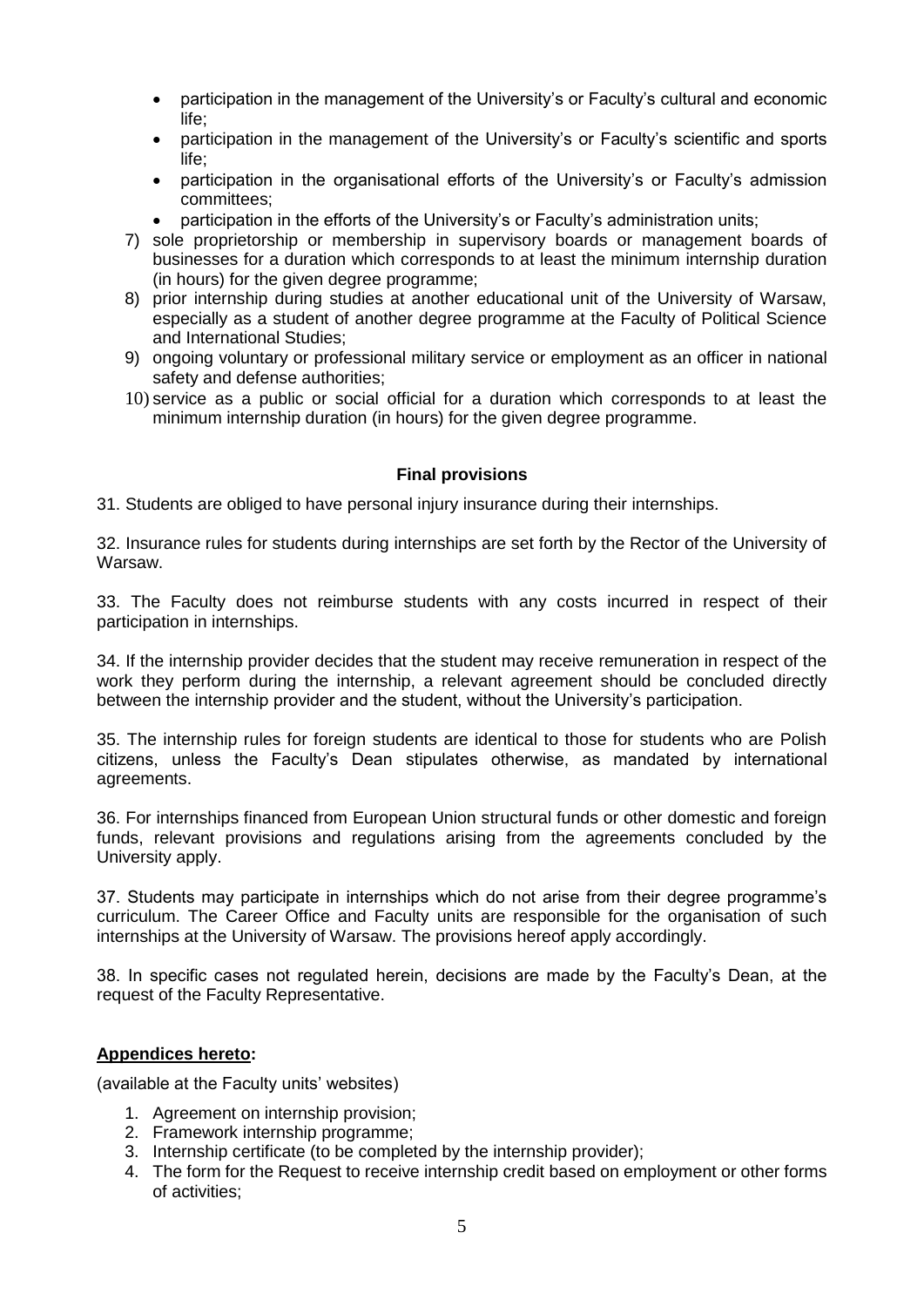- participation in the management of the University's or Faculty's cultural and economic life;
- participation in the management of the University's or Faculty's scientific and sports life;
- participation in the organisational efforts of the University's or Faculty's admission committees;
- participation in the efforts of the University's or Faculty's administration units;

7) sole proprietorship or membership in supervisory boards or management boards of businesses for a duration which corresponds to at least the minimum internship duration (in hours) for the given degree programme;
8) prior internship during studies at another educational unit of the University of Warsaw, especially as a student of another degree programme at the Faculty of Political Science and International Studies;
9) ongoing voluntary or professional military service or employment as an officer in national safety and defense authorities;
10) service as a public or social official for a duration which corresponds to at least the minimum internship duration (in hours) for the given degree programme.

**Final provisions**

31. Students are obliged to have personal injury insurance during their internships.

32. Insurance rules for students during internships are set forth by the Rector of the University of Warsaw.

33. The Faculty does not reimburse students with any costs incurred in respect of their participation in internships.

34. If the internship provider decides that the student may receive remuneration in respect of the work they perform during the internship, a relevant agreement should be concluded directly between the internship provider and the student, without the University's participation.

35. The internship rules for foreign students are identical to those for students who are Polish citizens, unless the Faculty's Dean stipulates otherwise, as mandated by international agreements.

36. For internships financed from European Union structural funds or other domestic and foreign funds, relevant provisions and regulations arising from the agreements concluded by the University apply.

37. Students may participate in internships which do not arise from their degree programme's curriculum. The Career Office and Faculty units are responsible for the organisation of such internships at the University of Warsaw. The provisions hereof apply accordingly.

38. In specific cases not regulated herein, decisions are made by the Faculty's Dean, at the request of the Faculty Representative.

**Appendices hereto:**

(available at the Faculty units' websites)

1. Agreement on internship provision;
2. Framework internship programme;
3. Internship certificate (to be completed by the internship provider);
4. The form for the Request to receive internship credit based on employment or other forms of activities;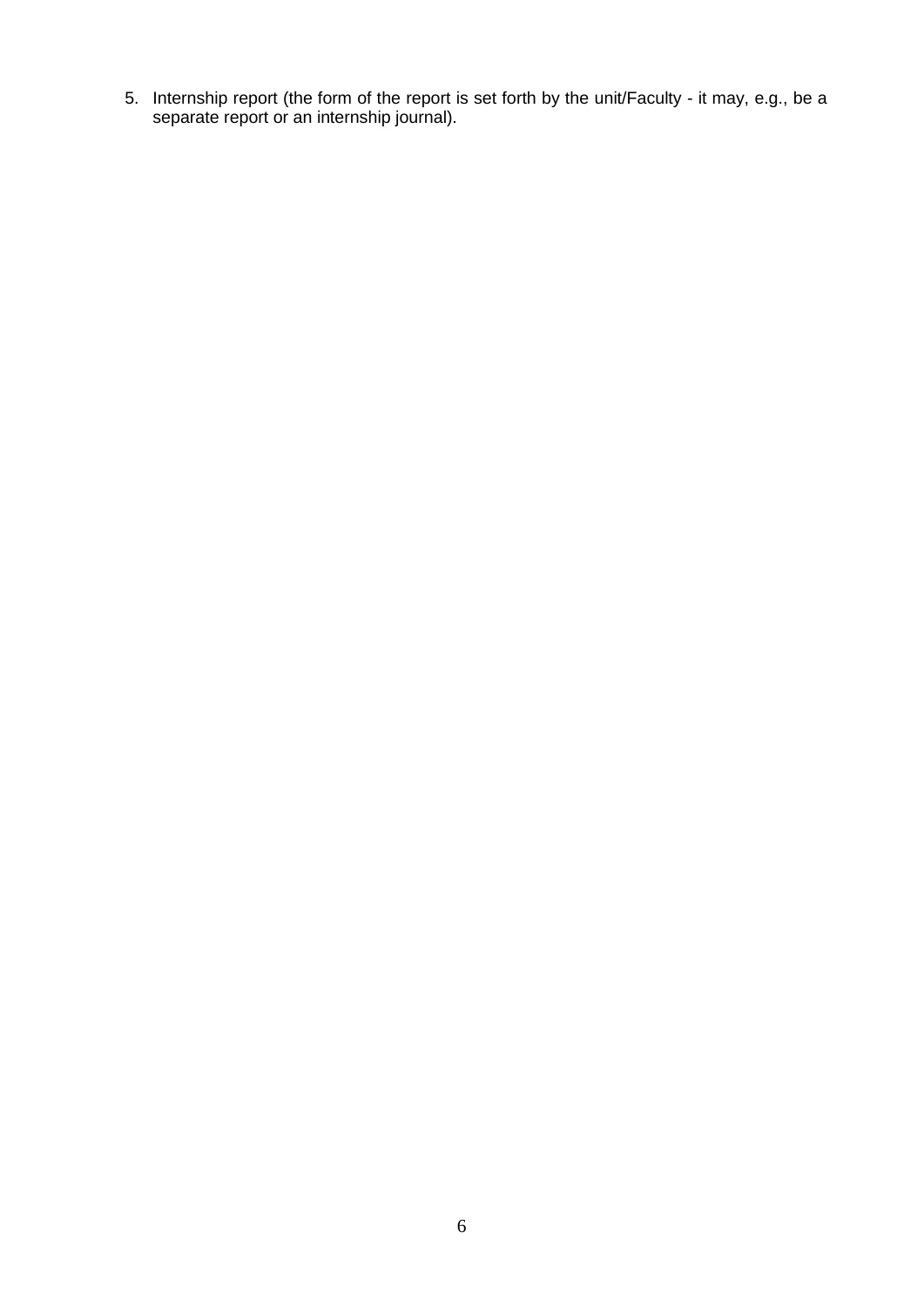5. Internship report (the form of the report is set forth by the unit/Faculty - it may, e.g., be a separate report or an internship journal).